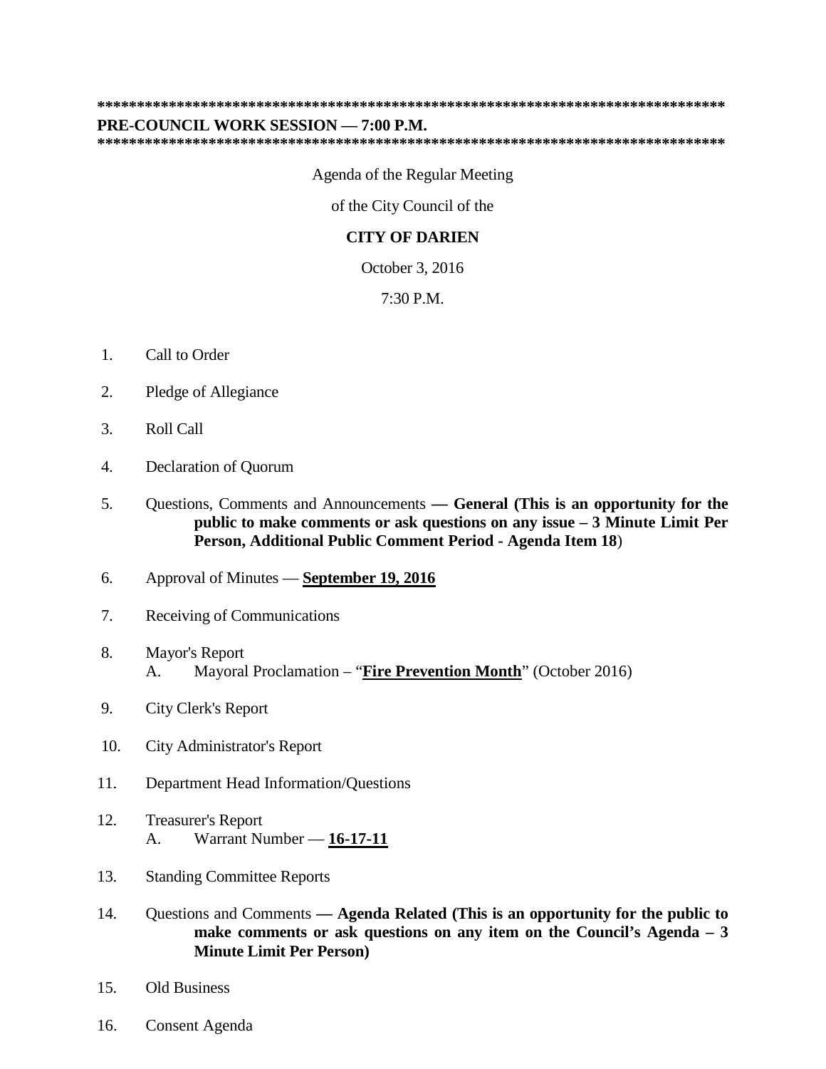*******************************************************************************

**PRE-COUNCIL WORK SESSION — 7:00 P.M.**

*******************************************************************************

Agenda of the Regular Meeting

of the City Council of the

**CITY OF DARIEN**

October 3, 2016

7:30 P.M.

1. Call to Order

2. Pledge of Allegiance

3. Roll Call

4. Declaration of Quorum

5. Questions, Comments and Announcements **— General (This is an opportunity for the public to make comments or ask questions on any issue – 3 Minute Limit Per Person, Additional Public Comment Period - Agenda Item 18**)

6. Approval of Minutes — **September 19, 2016**

7. Receiving of Communications

8. Mayor's Report
   A. Mayoral Proclamation – "**Fire Prevention Month**" (October 2016)

9. City Clerk's Report

10. City Administrator's Report

11. Department Head Information/Questions

12. Treasurer's Report
    A. Warrant Number — **16-17-11**

13. Standing Committee Reports

14. Questions and Comments **— Agenda Related (This is an opportunity for the public to make comments or ask questions on any item on the Council's Agenda – 3 Minute Limit Per Person)**

15. Old Business

16. Consent Agenda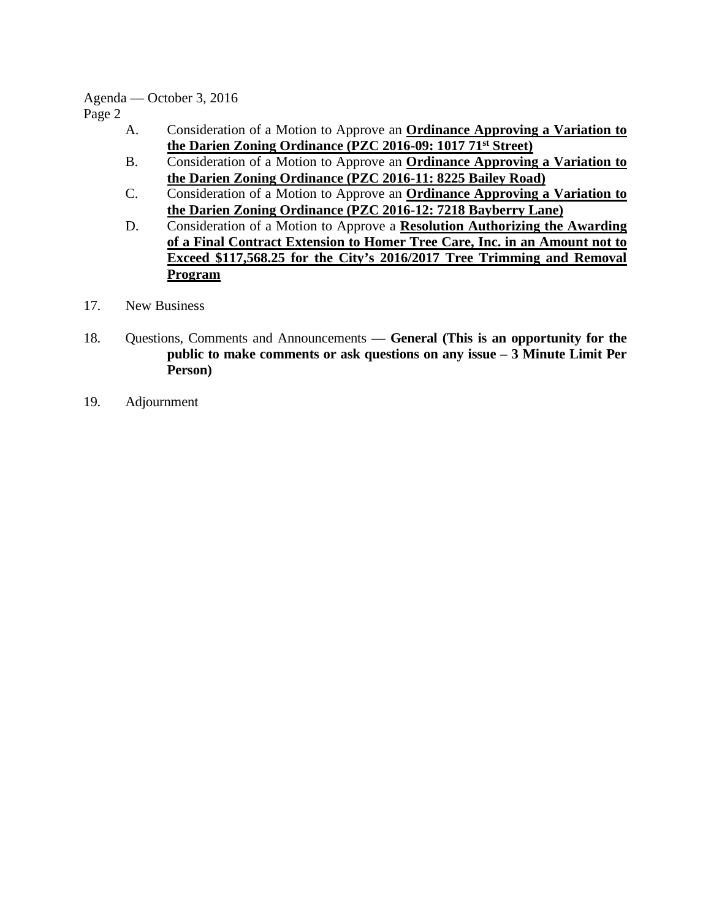A. Consideration of a Motion to Approve an **Ordinance Approving a Variation to the Darien Zoning Ordinance (PZC 2016-09: 1017 71st Street)**

B. Consideration of a Motion to Approve an **Ordinance Approving a Variation to the Darien Zoning Ordinance (PZC 2016-11: 8225 Bailey Road)**

C. Consideration of a Motion to Approve an **Ordinance Approving a Variation to the Darien Zoning Ordinance (PZC 2016-12: 7218 Bayberry Lane)**

D. Consideration of a Motion to Approve a **Resolution Authorizing the Awarding of a Final Contract Extension to Homer Tree Care, Inc. in an Amount not to Exceed $117,568.25 for the City's 2016/2017 Tree Trimming and Removal Program**

17. New Business

18. Questions, Comments and Announcements **— General (This is an opportunity for the public to make comments or ask questions on any issue – 3 Minute Limit Per Person)**

19. Adjournment